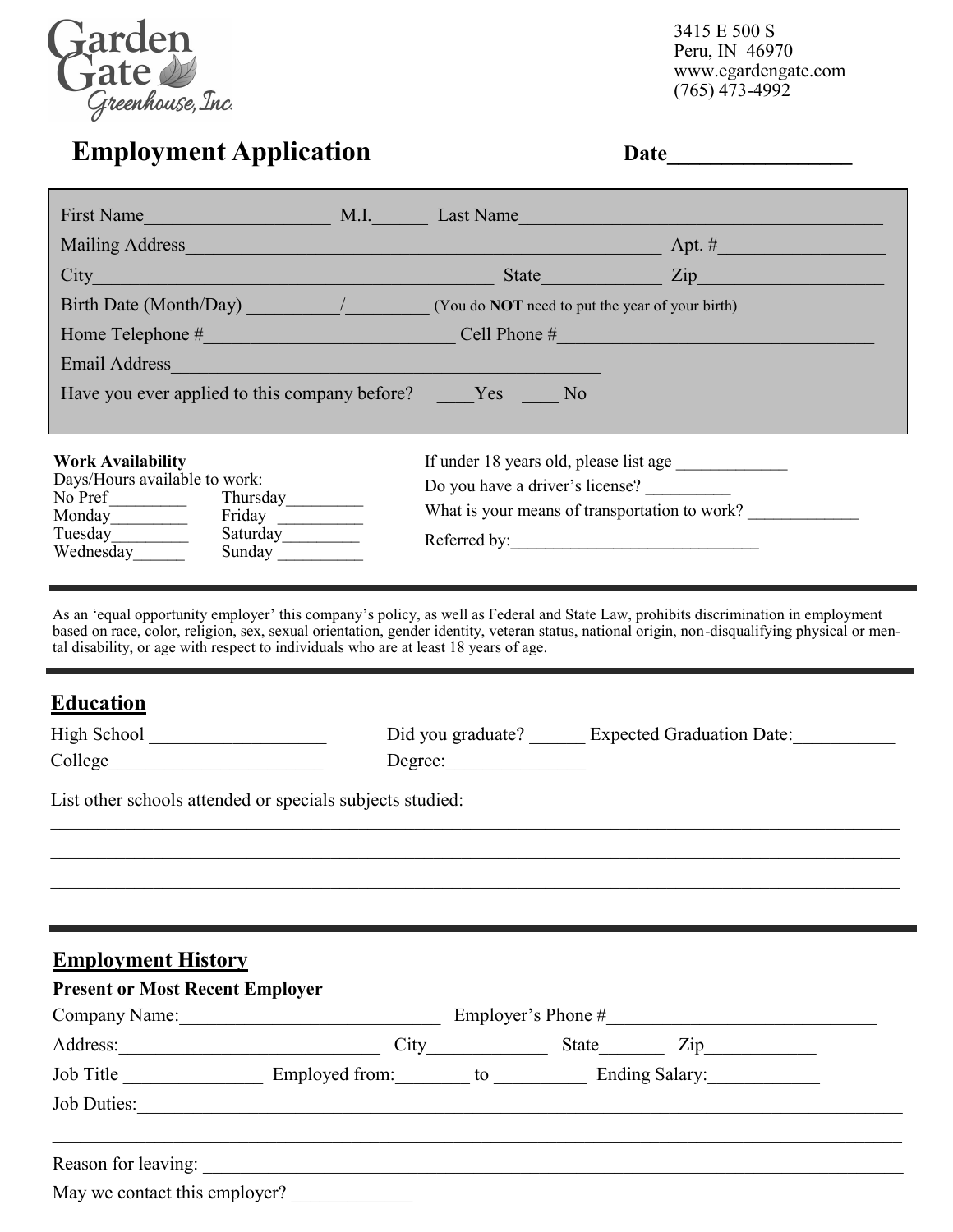Garden Gate Greenhouse, Inc.

3415 E 500 S
Peru, IN 46970
www.egardengate.com
(765) 473-4992

# Employment Application

**Date**_________________

First Name___________________ M.I.______ Last Name_______________________________________

Mailing Address___________________________________________________ Apt. #_________________

City___________________________________________ State____________ Zip___________________

Birth Date (Month/Day) _________/_________ (You do **NOT** need to put the year of your birth)

Home Telephone #__________________________ Cell Phone #________________________________

Email Address______________________________________________

Have you ever applied to this company before? ____Yes ____ No

**Work Availability**
Days/Hours available to work:

No Pref_________
Monday_________
Tuesday_________
Wednesday______
Thursday_________
Friday _________
Saturday_________
Sunday _________

If under 18 years old, please list age ____________

Do you have a driver's license? __________

What is your means of transportation to work? ____________

Referred by:_____________________________

As an 'equal opportunity employer' this company's policy, as well as Federal and State Law, prohibits discrimination in employment based on race, color, religion, sex, sexual orientation, gender identity, veteran status, national origin, non-disqualifying physical or mental disability, or age with respect to individuals who are at least 18 years of age.

## Education

High School __________________ Did you graduate? ______ Expected Graduation Date:___________

College______________________ Degree:_______________

List other schools attended or specials subjects studied:

______________________________________________________________________________________

______________________________________________________________________________________

______________________________________________________________________________________

## Employment History

**Present or Most Recent Employer**

Company Name:___________________________ Employer's Phone #____________________________

Address:____________________________ City_____________ State_______ Zip____________

Job Title _______________ Employed from:________ to __________ Ending Salary:____________

Job Duties:_____________________________________________________________________________

______________________________________________________________________________________

Reason for leaving: _____________________________________________________________________

May we contact this employer? _____________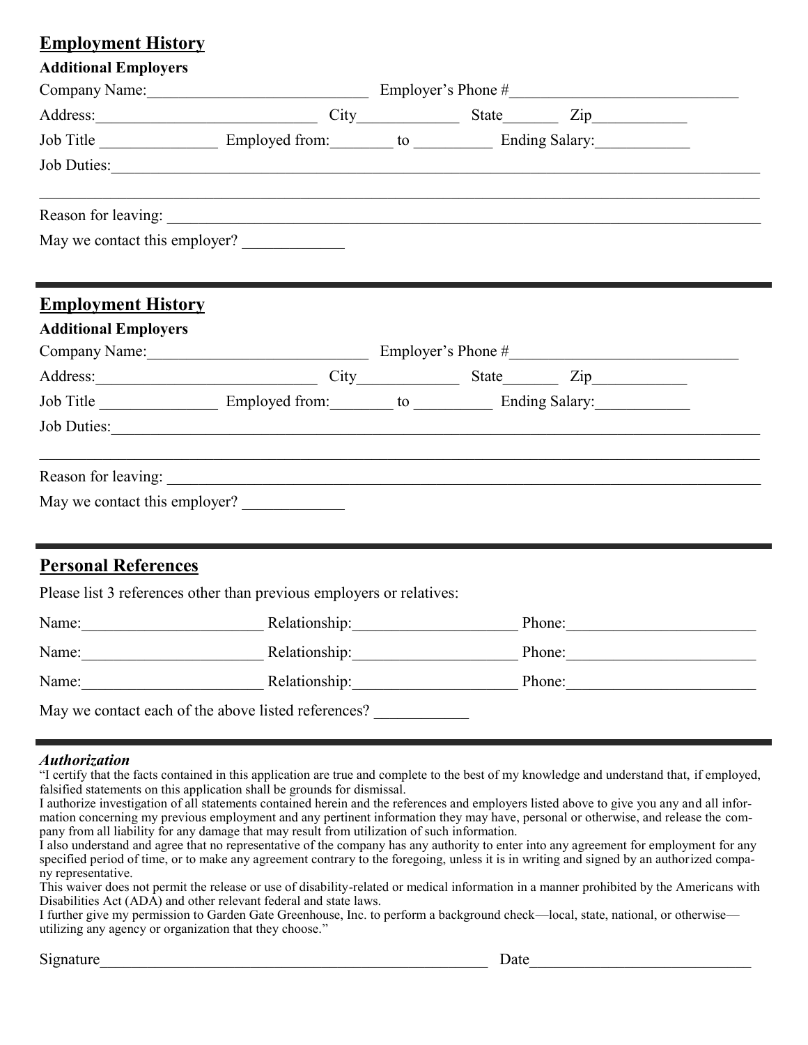## Employment History

**Additional Employers**

Company Name:____________________________ Employer's Phone #____________________________

Address:____________________________ City_____________ State_______ Zip____________

Job Title _______________ Employed from:________ to __________ Ending Salary:____________

Job Duties:________________________________________________________________________________

___________________________________________________________________________________________

Reason for leaving: ________________________________________________________________________

May we contact this employer? _____________

---

## Employment History

**Additional Employers**

Company Name:____________________________ Employer's Phone #____________________________

Address:____________________________ City_____________ State_______ Zip____________

Job Title _______________ Employed from:________ to __________ Ending Salary:____________

Job Duties:________________________________________________________________________________

___________________________________________________________________________________________

Reason for leaving: ________________________________________________________________________

May we contact this employer? _____________

---

## Personal References

Please list 3 references other than previous employers or relatives:

Name:_______________________ Relationship:_____________________ Phone:________________________

Name:_______________________ Relationship:_____________________ Phone:________________________

Name:_______________________ Relationship:_____________________ Phone:________________________

May we contact each of the above listed references? ___________

---

***Authorization***

"I certify that the facts contained in this application are true and complete to the best of my knowledge and understand that, if employed, falsified statements on this application shall be grounds for dismissal.

I authorize investigation of all statements contained herein and the references and employers listed above to give you any and all information concerning my previous employment and any pertinent information they may have, personal or otherwise, and release the company from all liability for any damage that may result from utilization of such information.

I also understand and agree that no representative of the company has any authority to enter into any agreement for employment for any specified period of time, or to make any agreement contrary to the foregoing, unless it is in writing and signed by an authorized company representative.

This waiver does not permit the release or use of disability-related or medical information in a manner prohibited by the Americans with Disabilities Act (ADA) and other relevant federal and state laws.

I further give my permission to Garden Gate Greenhouse, Inc. to perform a background check—local, state, national, or otherwise—utilizing any agency or organization that they choose."

Signature__________________________________________________ Date____________________________